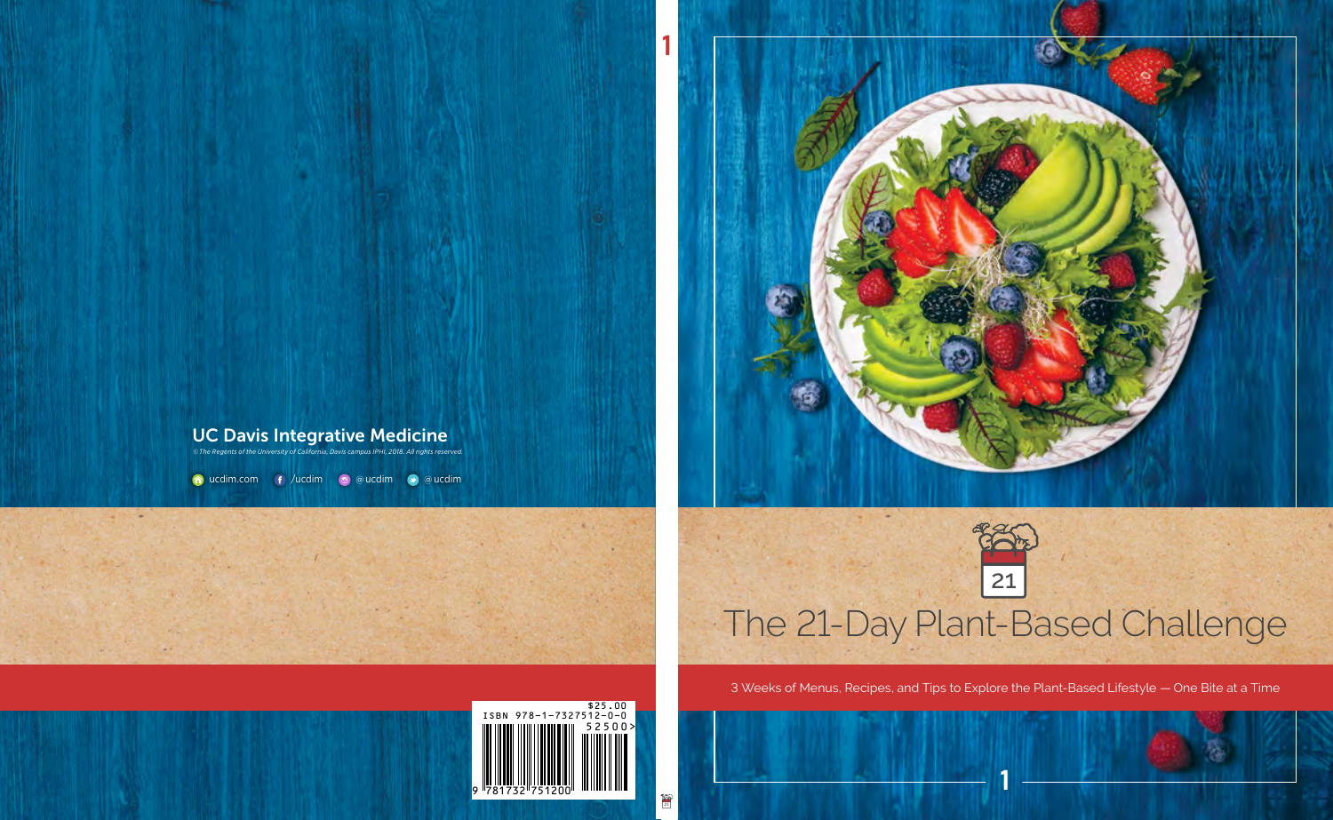# The 21-Day Plant-Based Challenge

3 Weeks of Menus, Recipes, and Tips to Explore the Plant-Based Lifestyle — One Bite at a Time

**UC Davis Integrative Medicine**

*© The Regents of the University of California, Davis campus IPHI, 2018. All rights reserved.*

ucdim.com · /ucdim · @ucdim · @ucdim

ISBN 978-1-7327512-0-0

$25.00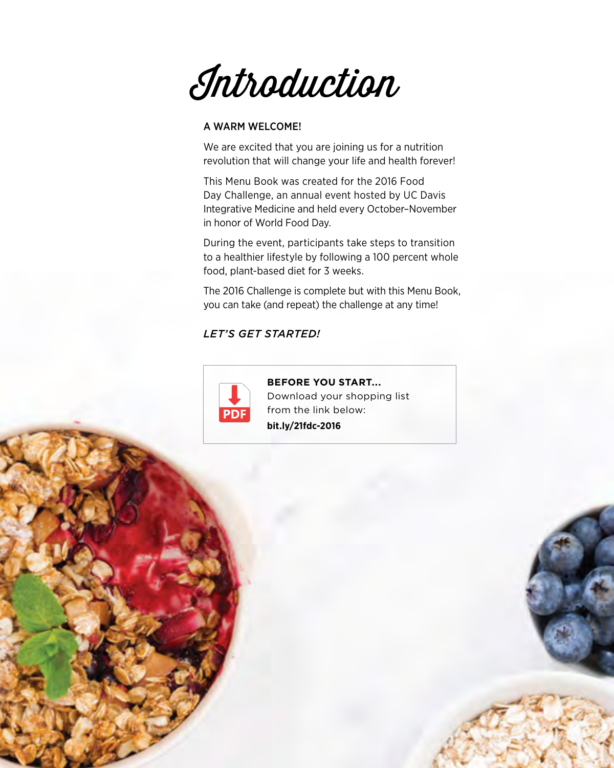# Introduction

**A WARM WELCOME!**

We are excited that you are joining us for a nutrition revolution that will change your life and health forever!

This Menu Book was created for the 2016 Food Day Challenge, an annual event hosted by UC Davis Integrative Medicine and held every October–November in honor of World Food Day.

During the event, participants take steps to transition to a healthier lifestyle by following a 100 percent whole food, plant-based diet for 3 weeks.

The 2016 Challenge is complete but with this Menu Book, you can take (and repeat) the challenge at any time!

*LET'S GET STARTED!*

**BEFORE YOU START...**
Download your shopping list from the link below:
**bit.ly/21fdc-2016**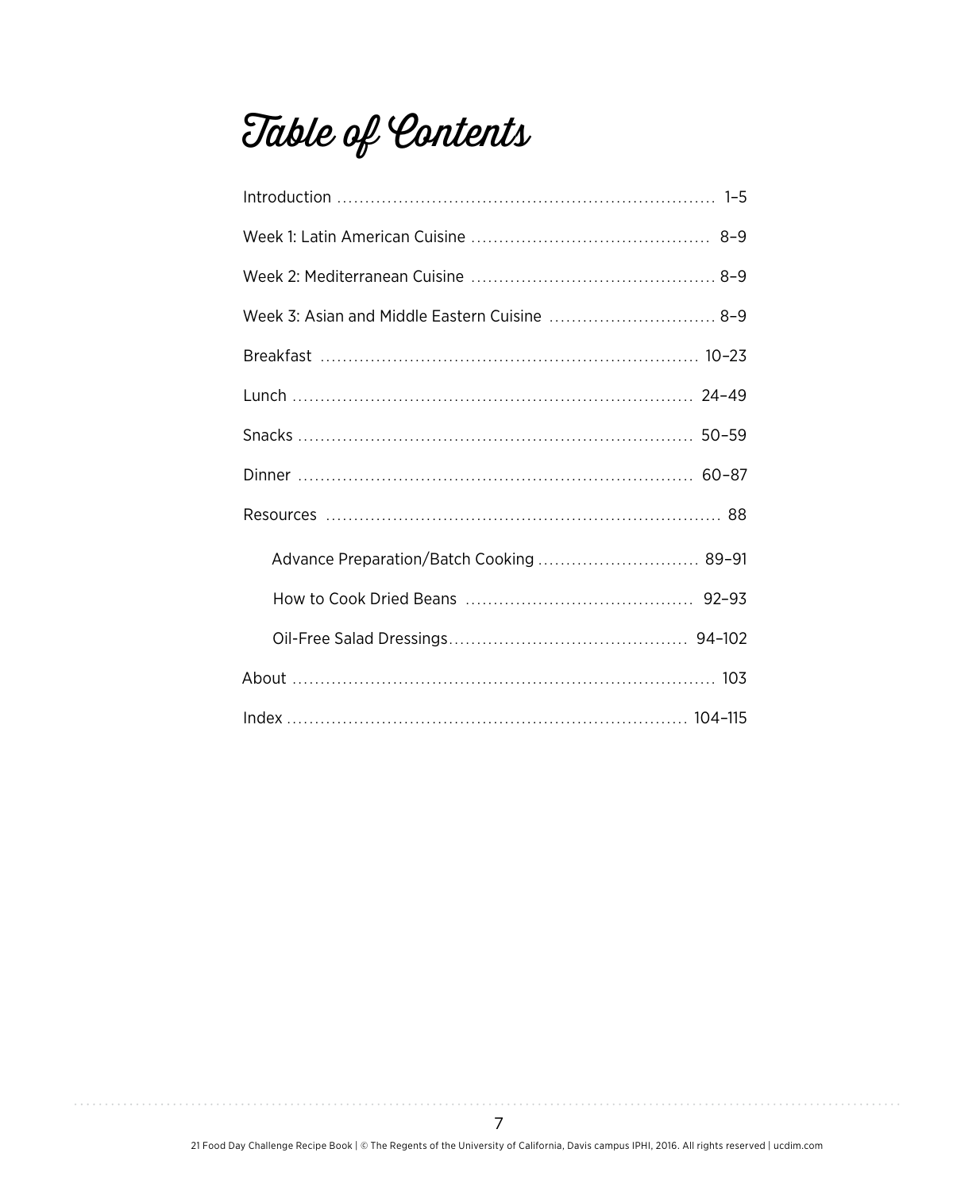# Table of Contents

| | |
|---|---|
| Introduction | 1–5 |
| Week 1: Latin American Cuisine | 8–9 |
| Week 2: Mediterranean Cuisine | 8–9 |
| Week 3: Asian and Middle Eastern Cuisine | 8–9 |
| Breakfast | 10–23 |
| Lunch | 24–49 |
| Snacks | 50–59 |
| Dinner | 60–87 |
| Resources | 88 |
| Advance Preparation/Batch Cooking | 89–91 |
| How to Cook Dried Beans | 92–93 |
| Oil-Free Salad Dressings | 94–102 |
| About | 103 |
| Index | 104–115 |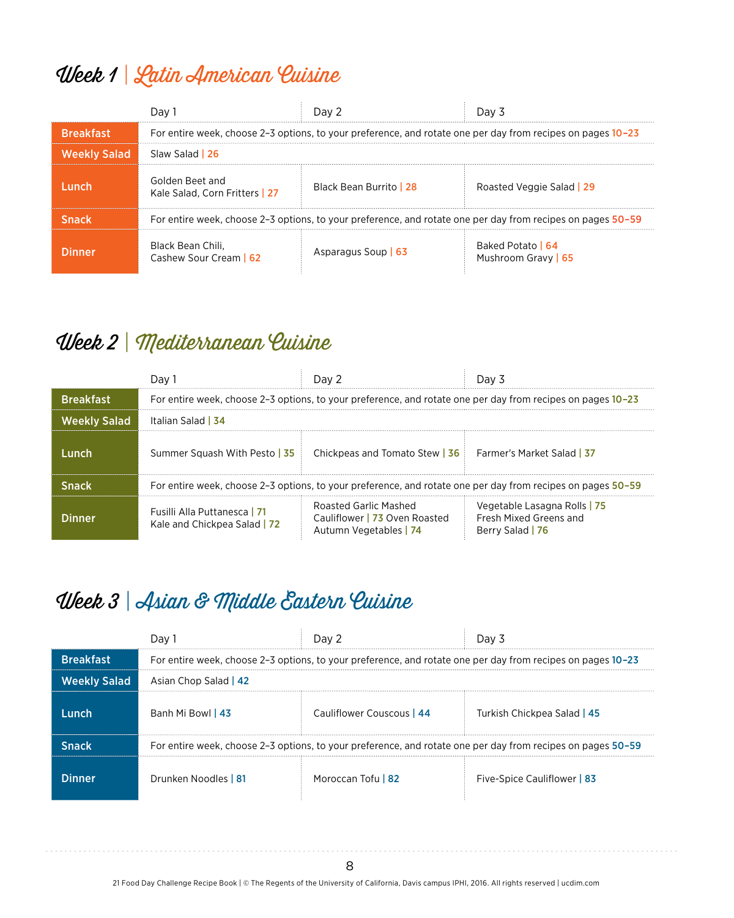## Week 1 | Latin American Cuisine

| | Day 1 | Day 2 | Day 3 |
|---|---|---|---|
| **Breakfast** | For entire week, choose 2–3 options, to your preference, and rotate one per day from recipes on pages 10–23 | | |
| **Weekly Salad** | Slaw Salad \| 26 | | |
| **Lunch** | Golden Beet and Kale Salad, Corn Fritters \| 27 | Black Bean Burrito \| 28 | Roasted Veggie Salad \| 29 |
| **Snack** | For entire week, choose 2–3 options, to your preference, and rotate one per day from recipes on pages 50–59 | | |
| **Dinner** | Black Bean Chili, Cashew Sour Cream \| 62 | Asparagus Soup \| 63 | Baked Potato \| 64 Mushroom Gravy \| 65 |

## Week 2 | Mediterranean Cuisine

| | Day 1 | Day 2 | Day 3 |
|---|---|---|---|
| **Breakfast** | For entire week, choose 2–3 options, to your preference, and rotate one per day from recipes on pages 10–23 | | |
| **Weekly Salad** | Italian Salad \| 34 | | |
| **Lunch** | Summer Squash With Pesto \| 35 | Chickpeas and Tomato Stew \| 36 | Farmer's Market Salad \| 37 |
| **Snack** | For entire week, choose 2–3 options, to your preference, and rotate one per day from recipes on pages 50–59 | | |
| **Dinner** | Fusilli Alla Puttanesca \| 71 Kale and Chickpea Salad \| 72 | Roasted Garlic Mashed Cauliflower \| 73 Oven Roasted Autumn Vegetables \| 74 | Vegetable Lasagna Rolls \| 75 Fresh Mixed Greens and Berry Salad \| 76 |

## Week 3 | Asian & Middle Eastern Cuisine

| | Day 1 | Day 2 | Day 3 |
|---|---|---|---|
| **Breakfast** | For entire week, choose 2–3 options, to your preference, and rotate one per day from recipes on pages 10–23 | | |
| **Weekly Salad** | Asian Chop Salad \| 42 | | |
| **Lunch** | Banh Mi Bowl \| 43 | Cauliflower Couscous \| 44 | Turkish Chickpea Salad \| 45 |
| **Snack** | For entire week, choose 2–3 options, to your preference, and rotate one per day from recipes on pages 50–59 | | |
| **Dinner** | Drunken Noodles \| 81 | Moroccan Tofu \| 82 | Five-Spice Cauliflower \| 83 |

21 Food Day Challenge Recipe Book | © The Regents of the University of California, Davis campus IPHI, 2016. All rights reserved | ucdim.com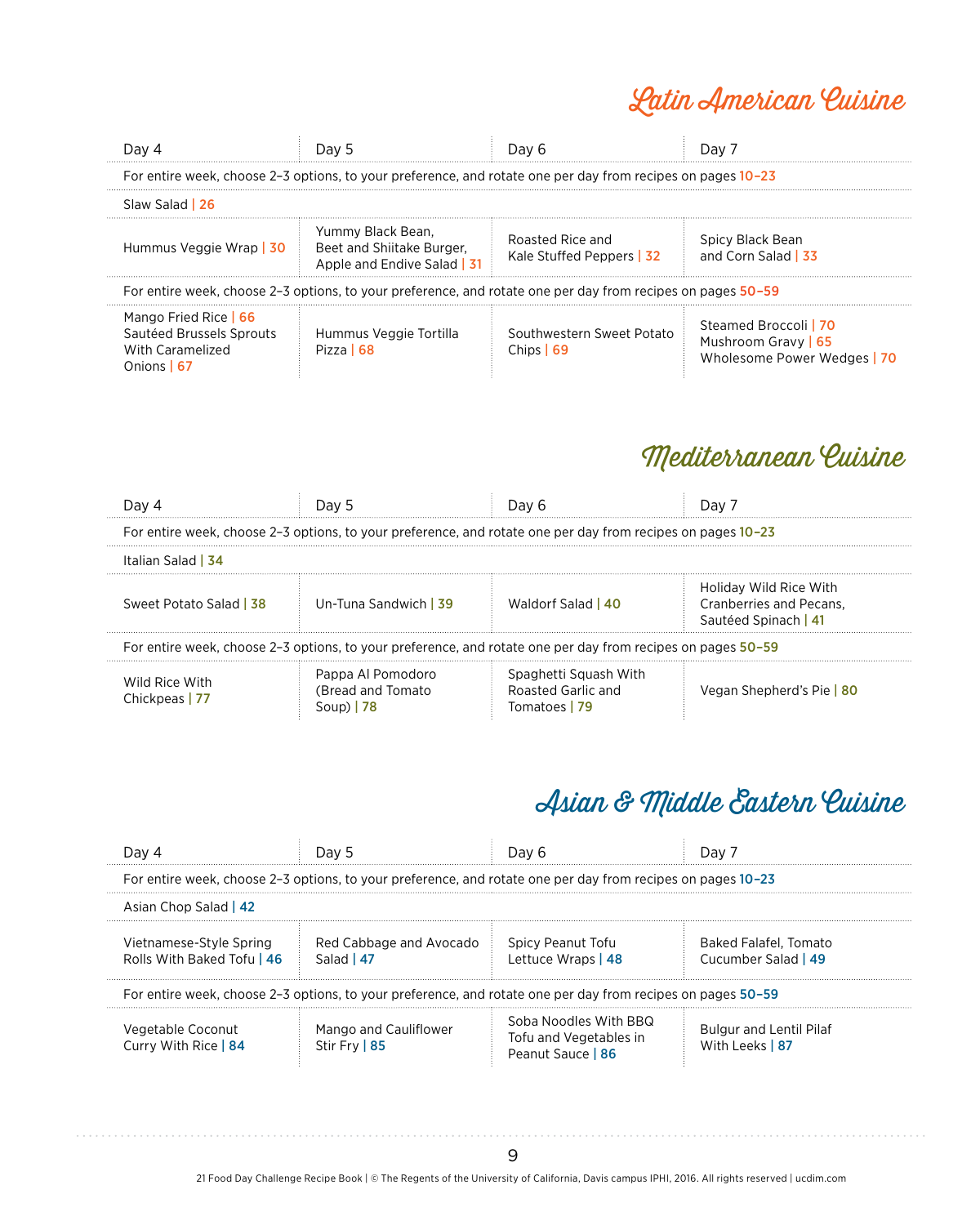## Latin American Cuisine

| Day 4 | Day 5 | Day 6 | Day 7 |
|---|---|---|---|
| For entire week, choose 2–3 options, to your preference, and rotate one per day from recipes on pages 10–23 | | | |
| Slaw Salad \| 26 | | | |
| Hummus Veggie Wrap \| 30 | Yummy Black Bean, Beet and Shiitake Burger, Apple and Endive Salad \| 31 | Roasted Rice and Kale Stuffed Peppers \| 32 | Spicy Black Bean and Corn Salad \| 33 |
| For entire week, choose 2–3 options, to your preference, and rotate one per day from recipes on pages 50–59 | | | |
| Mango Fried Rice \| 66<br>Sautéed Brussels Sprouts With Caramelized Onions \| 67 | Hummus Veggie Tortilla Pizza \| 68 | Southwestern Sweet Potato Chips \| 69 | Steamed Broccoli \| 70<br>Mushroom Gravy \| 65<br>Wholesome Power Wedges \| 70 |

## Mediterranean Cuisine

| Day 4 | Day 5 | Day 6 | Day 7 |
|---|---|---|---|
| For entire week, choose 2–3 options, to your preference, and rotate one per day from recipes on pages 10–23 | | | |
| Italian Salad \| 34 | | | |
| Sweet Potato Salad \| 38 | Un-Tuna Sandwich \| 39 | Waldorf Salad \| 40 | Holiday Wild Rice With Cranberries and Pecans, Sautéed Spinach \| 41 |
| For entire week, choose 2–3 options, to your preference, and rotate one per day from recipes on pages 50–59 | | | |
| Wild Rice With Chickpeas \| 77 | Pappa Al Pomodoro (Bread and Tomato Soup) \| 78 | Spaghetti Squash With Roasted Garlic and Tomatoes \| 79 | Vegan Shepherd's Pie \| 80 |

## Asian & Middle Eastern Cuisine

| Day 4 | Day 5 | Day 6 | Day 7 |
|---|---|---|---|
| For entire week, choose 2–3 options, to your preference, and rotate one per day from recipes on pages 10–23 | | | |
| Asian Chop Salad \| 42 | | | |
| Vietnamese-Style Spring Rolls With Baked Tofu \| 46 | Red Cabbage and Avocado Salad \| 47 | Spicy Peanut Tofu Lettuce Wraps \| 48 | Baked Falafel, Tomato Cucumber Salad \| 49 |
| For entire week, choose 2–3 options, to your preference, and rotate one per day from recipes on pages 50–59 | | | |
| Vegetable Coconut Curry With Rice \| 84 | Mango and Cauliflower Stir Fry \| 85 | Soba Noodles With BBQ Tofu and Vegetables in Peanut Sauce \| 86 | Bulgur and Lentil Pilaf With Leeks \| 87 |

21 Food Day Challenge Recipe Book | © The Regents of the University of California, Davis campus IPHI, 2016. All rights reserved | ucdim.com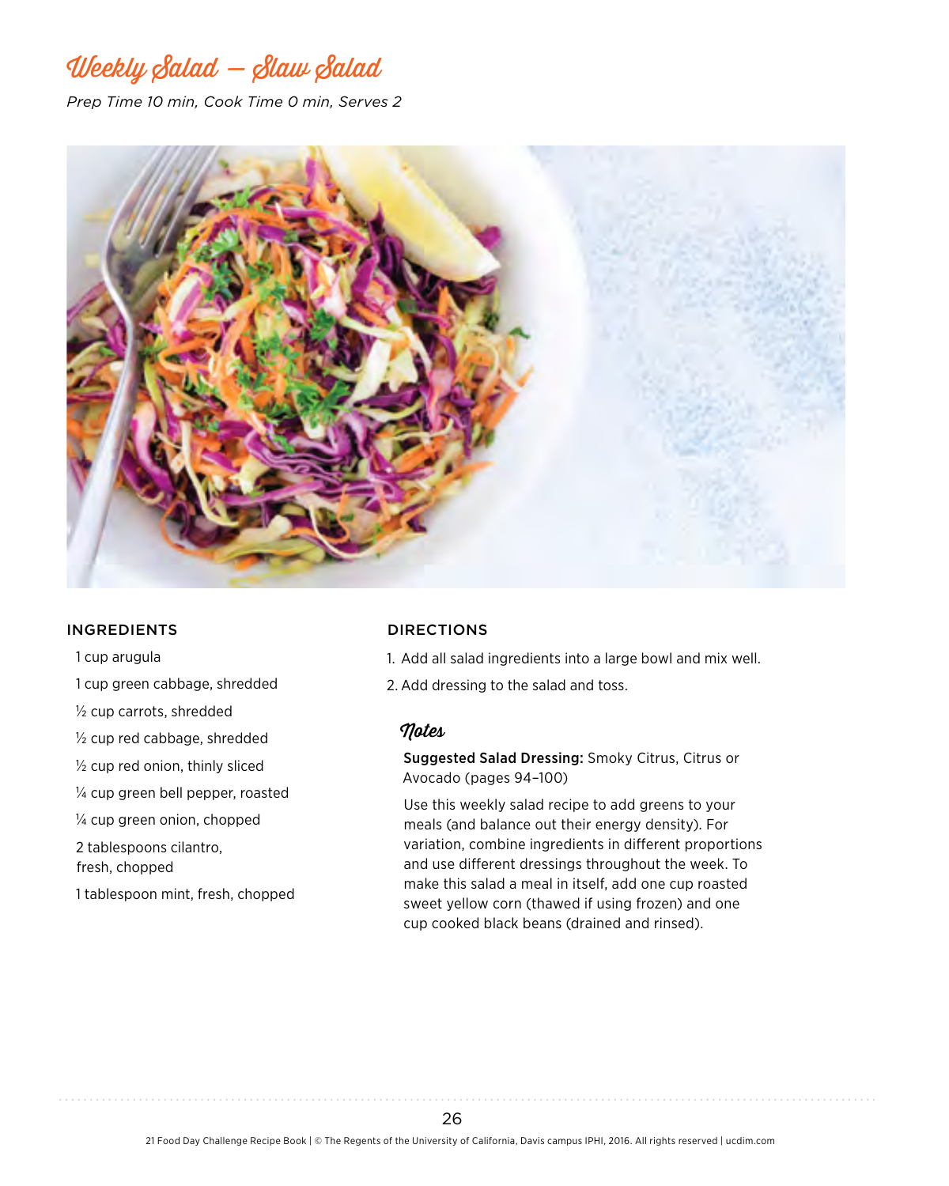# Weekly Salad — Slaw Salad

*Prep Time 10 min, Cook Time 0 min, Serves 2*

## INGREDIENTS

- 1 cup arugula
- 1 cup green cabbage, shredded
- ½ cup carrots, shredded
- ½ cup red cabbage, shredded
- ½ cup red onion, thinly sliced
- ¼ cup green bell pepper, roasted
- ¼ cup green onion, chopped
- 2 tablespoons cilantro, fresh, chopped
- 1 tablespoon mint, fresh, chopped

## DIRECTIONS

1. Add all salad ingredients into a large bowl and mix well.
2. Add dressing to the salad and toss.

### Notes

**Suggested Salad Dressing:** Smoky Citrus, Citrus or Avocado (pages 94–100)

Use this weekly salad recipe to add greens to your meals (and balance out their energy density). For variation, combine ingredients in different proportions and use different dressings throughout the week. To make this salad a meal in itself, add one cup roasted sweet yellow corn (thawed if using frozen) and one cup cooked black beans (drained and rinsed).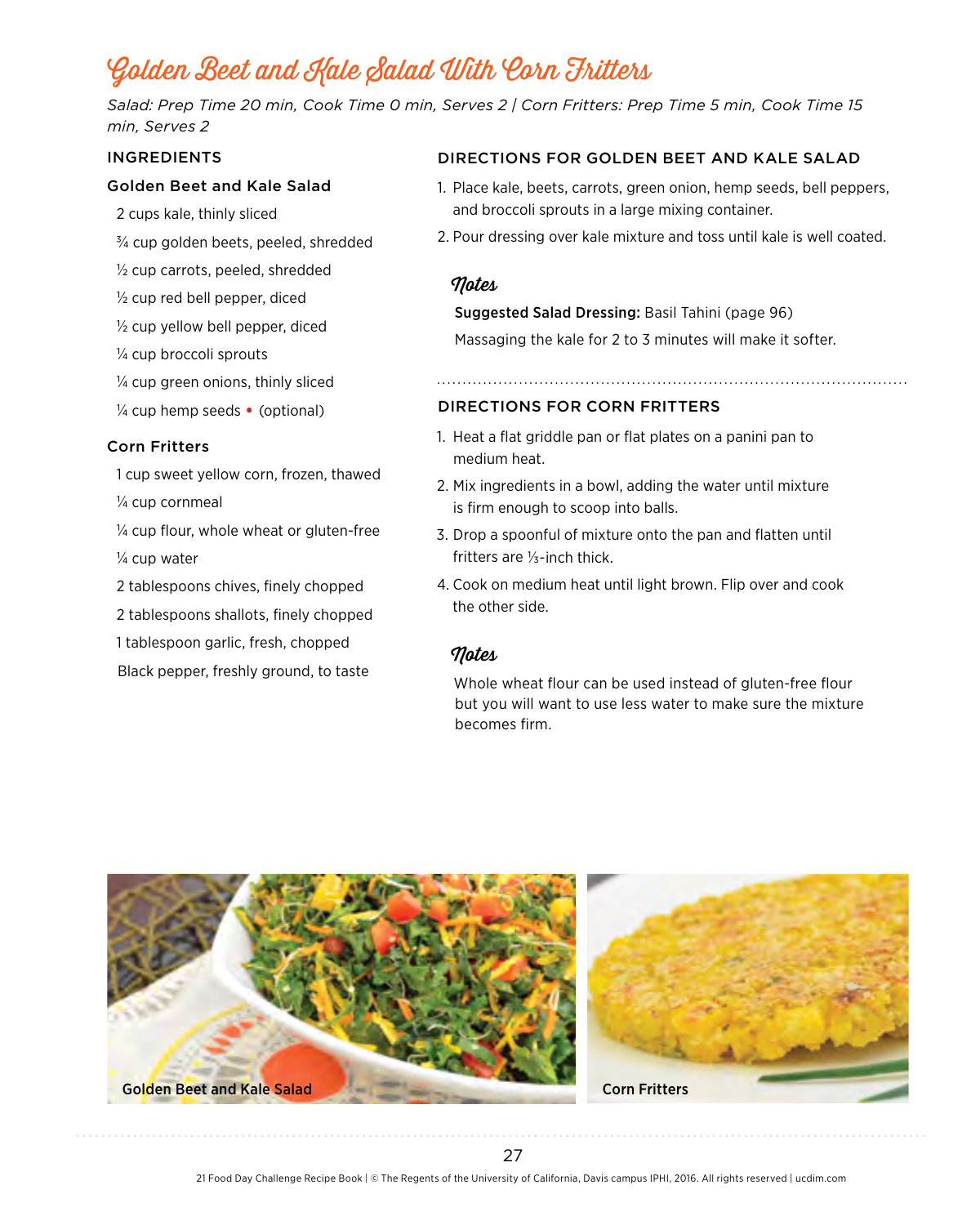# Golden Beet and Kale Salad With Corn Fritters

*Salad: Prep Time 20 min, Cook Time 0 min, Serves 2 | Corn Fritters: Prep Time 5 min, Cook Time 15 min, Serves 2*

## INGREDIENTS

### Golden Beet and Kale Salad

- 2 cups kale, thinly sliced
- ¾ cup golden beets, peeled, shredded
- ½ cup carrots, peeled, shredded
- ½ cup red bell pepper, diced
- ½ cup yellow bell pepper, diced
- ¼ cup broccoli sprouts
- ¼ cup green onions, thinly sliced
- ¼ cup hemp seeds • (optional)

### Corn Fritters

- 1 cup sweet yellow corn, frozen, thawed
- ¼ cup cornmeal
- ¼ cup flour, whole wheat or gluten-free
- ¼ cup water
- 2 tablespoons chives, finely chopped
- 2 tablespoons shallots, finely chopped
- 1 tablespoon garlic, fresh, chopped
- Black pepper, freshly ground, to taste

## DIRECTIONS FOR GOLDEN BEET AND KALE SALAD

1. Place kale, beets, carrots, green onion, hemp seeds, bell peppers, and broccoli sprouts in a large mixing container.
2. Pour dressing over kale mixture and toss until kale is well coated.

### Notes

**Suggested Salad Dressing:** Basil Tahini (page 96)

Massaging the kale for 2 to 3 minutes will make it softer.

## DIRECTIONS FOR CORN FRITTERS

1. Heat a flat griddle pan or flat plates on a panini pan to medium heat.
2. Mix ingredients in a bowl, adding the water until mixture is firm enough to scoop into balls.
3. Drop a spoonful of mixture onto the pan and flatten until fritters are ⅓-inch thick.
4. Cook on medium heat until light brown. Flip over and cook the other side.

### Notes

Whole wheat flour can be used instead of gluten-free flour but you will want to use less water to make sure the mixture becomes firm.

Golden Beet and Kale Salad

Corn Fritters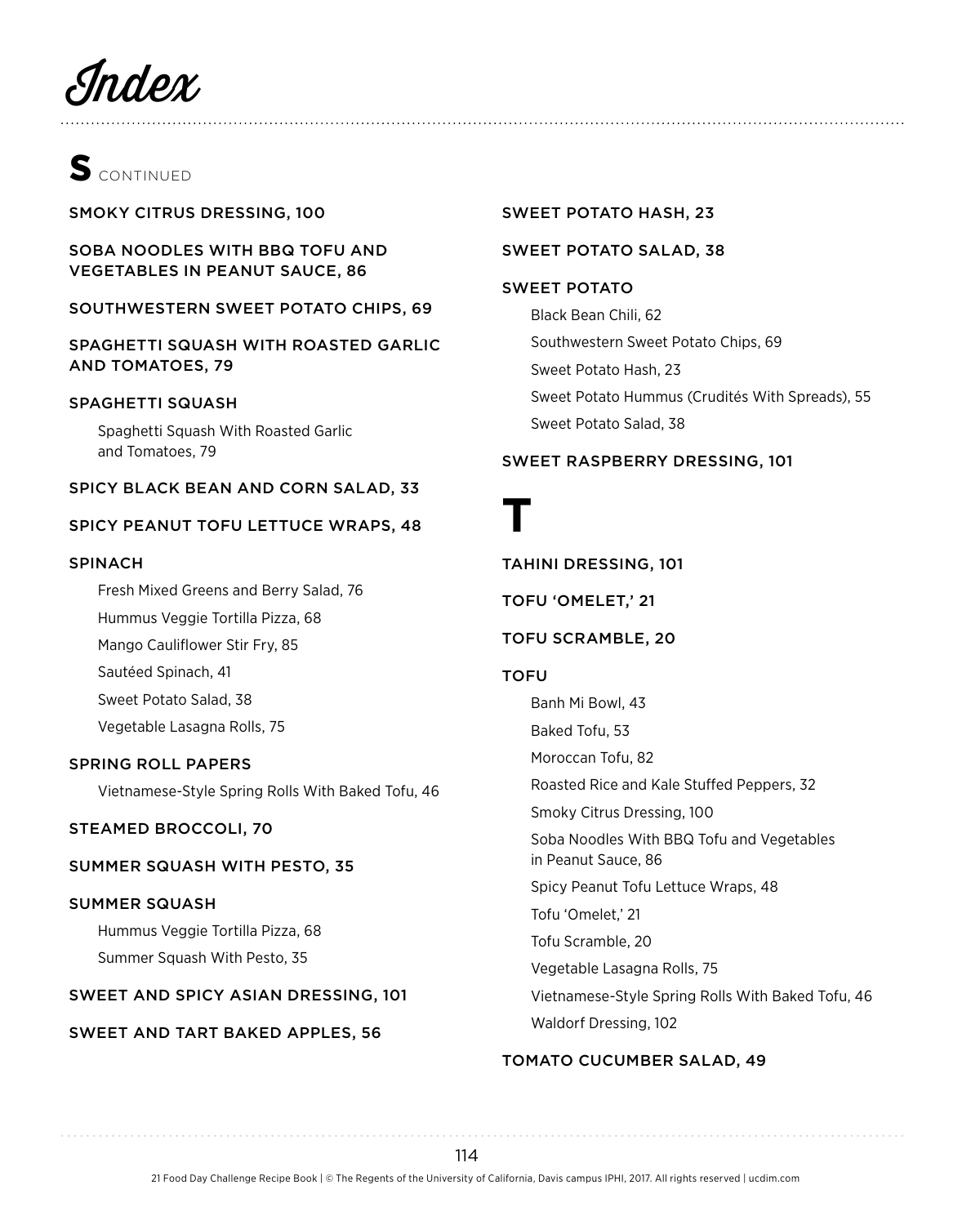# Index

## S CONTINUED

SMOKY CITRUS DRESSING, 100

SOBA NOODLES WITH BBQ TOFU AND VEGETABLES IN PEANUT SAUCE, 86

SOUTHWESTERN SWEET POTATO CHIPS, 69

SPAGHETTI SQUASH WITH ROASTED GARLIC AND TOMATOES, 79

SPAGHETTI SQUASH
- Spaghetti Squash With Roasted Garlic and Tomatoes, 79

SPICY BLACK BEAN AND CORN SALAD, 33

SPICY PEANUT TOFU LETTUCE WRAPS, 48

SPINACH
- Fresh Mixed Greens and Berry Salad, 76
- Hummus Veggie Tortilla Pizza, 68
- Mango Cauliflower Stir Fry, 85
- Sautéed Spinach, 41
- Sweet Potato Salad, 38
- Vegetable Lasagna Rolls, 75

SPRING ROLL PAPERS
- Vietnamese-Style Spring Rolls With Baked Tofu, 46

STEAMED BROCCOLI, 70

SUMMER SQUASH WITH PESTO, 35

SUMMER SQUASH
- Hummus Veggie Tortilla Pizza, 68
- Summer Squash With Pesto, 35

SWEET AND SPICY ASIAN DRESSING, 101

SWEET AND TART BAKED APPLES, 56

SWEET POTATO HASH, 23

SWEET POTATO SALAD, 38

SWEET POTATO
- Black Bean Chili, 62
- Southwestern Sweet Potato Chips, 69
- Sweet Potato Hash, 23
- Sweet Potato Hummus (Crudités With Spreads), 55
- Sweet Potato Salad, 38

SWEET RASPBERRY DRESSING, 101

## T

TAHINI DRESSING, 101

TOFU 'OMELET,' 21

TOFU SCRAMBLE, 20

TOFU
- Banh Mi Bowl, 43
- Baked Tofu, 53
- Moroccan Tofu, 82
- Roasted Rice and Kale Stuffed Peppers, 32
- Smoky Citrus Dressing, 100
- Soba Noodles With BBQ Tofu and Vegetables in Peanut Sauce, 86
- Spicy Peanut Tofu Lettuce Wraps, 48
- Tofu 'Omelet,' 21
- Tofu Scramble, 20
- Vegetable Lasagna Rolls, 75
- Vietnamese-Style Spring Rolls With Baked Tofu, 46
- Waldorf Dressing, 102

TOMATO CUCUMBER SALAD, 49

21 Food Day Challenge Recipe Book | © The Regents of the University of California, Davis campus IPHI, 2017. All rights reserved | ucdim.com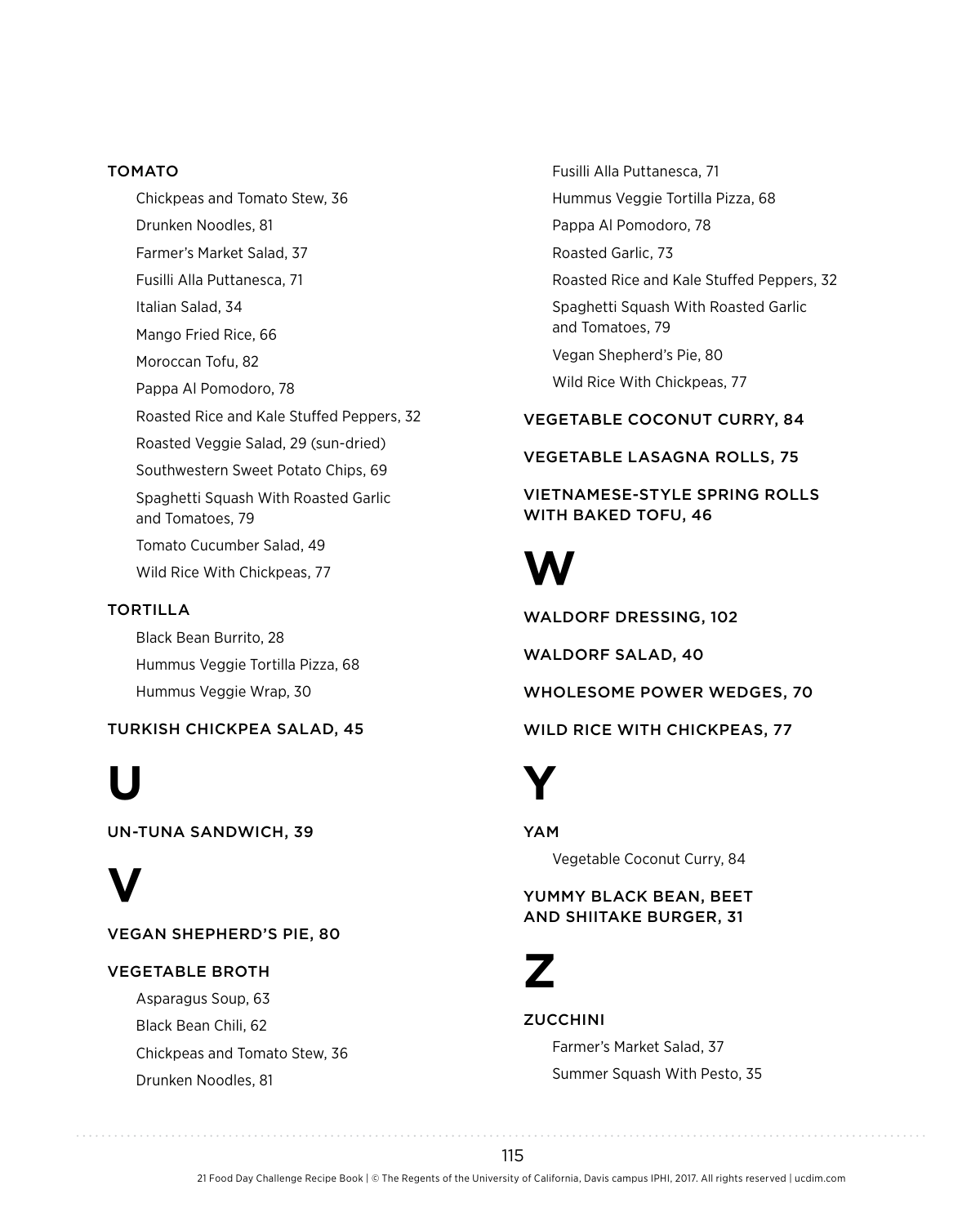TOMATO

- Chickpeas and Tomato Stew, 36
- Drunken Noodles, 81
- Farmer's Market Salad, 37
- Fusilli Alla Puttanesca, 71
- Italian Salad, 34
- Mango Fried Rice, 66
- Moroccan Tofu, 82
- Pappa Al Pomodoro, 78
- Roasted Rice and Kale Stuffed Peppers, 32
- Roasted Veggie Salad, 29 (sun-dried)
- Southwestern Sweet Potato Chips, 69
- Spaghetti Squash With Roasted Garlic and Tomatoes, 79
- Tomato Cucumber Salad, 49
- Wild Rice With Chickpeas, 77

TORTILLA

- Black Bean Burrito, 28
- Hummus Veggie Tortilla Pizza, 68
- Hummus Veggie Wrap, 30

TURKISH CHICKPEA SALAD, 45

# U

UN-TUNA SANDWICH, 39

# V

VEGAN SHEPHERD'S PIE, 80

VEGETABLE BROTH

- Asparagus Soup, 63
- Black Bean Chili, 62
- Chickpeas and Tomato Stew, 36
- Drunken Noodles, 81
- Fusilli Alla Puttanesca, 71
- Hummus Veggie Tortilla Pizza, 68
- Pappa Al Pomodoro, 78
- Roasted Garlic, 73
- Roasted Rice and Kale Stuffed Peppers, 32
- Spaghetti Squash With Roasted Garlic and Tomatoes, 79
- Vegan Shepherd's Pie, 80
- Wild Rice With Chickpeas, 77

VEGETABLE COCONUT CURRY, 84

VEGETABLE LASAGNA ROLLS, 75

VIETNAMESE-STYLE SPRING ROLLS WITH BAKED TOFU, 46

# W

WALDORF DRESSING, 102

WALDORF SALAD, 40

WHOLESOME POWER WEDGES, 70

WILD RICE WITH CHICKPEAS, 77

# Y

YAM

- Vegetable Coconut Curry, 84

YUMMY BLACK BEAN, BEET AND SHIITAKE BURGER, 31

# Z

ZUCCHINI

- Farmer's Market Salad, 37
- Summer Squash With Pesto, 35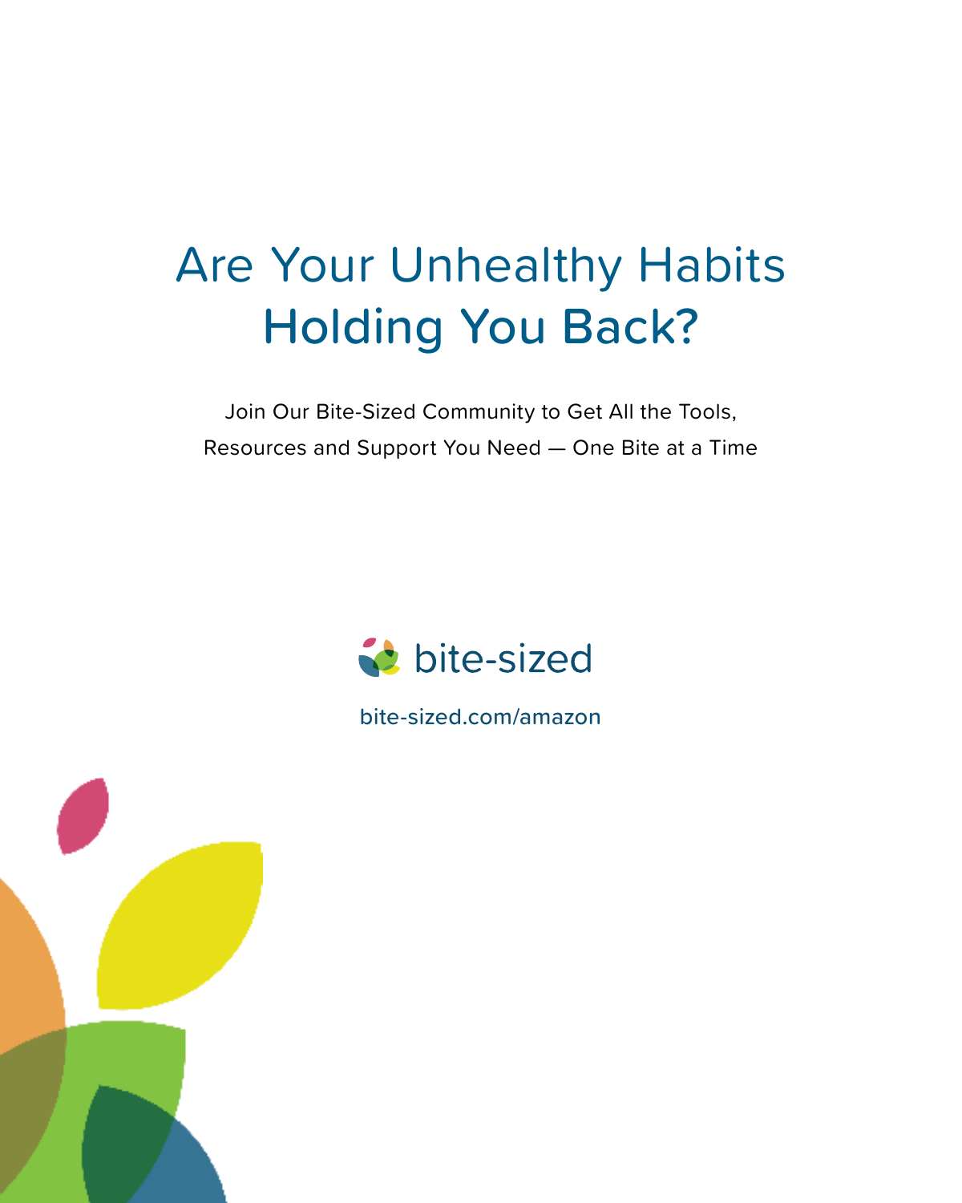# Are Your Unhealthy Habits Holding You Back?

Join Our Bite-Sized Community to Get All the Tools, Resources and Support You Need — One Bite at a Time

bite-sized

bite-sized.com/amazon